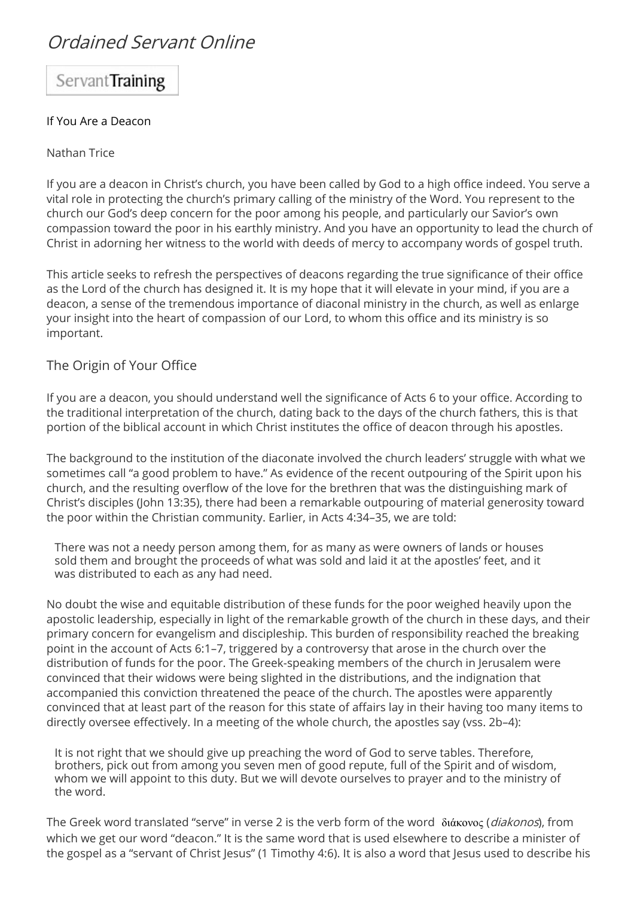# *Ordained Servant Online*

ServantTraining

If You Are a Deacon

Nathan Trice

If you are a deacon in Christ's church, you have been called by God to a high office indeed. You serve a vital role in protecting the church's primary calling of the ministry of the Word. You represent to the church our God's deep concern for the poor among his people, and particularly our Savior's own compassion toward the poor in his earthly ministry. And you have an opportunity to lead the church of Christ in adorning her witness to the world with deeds of mercy to accompany words of gospel truth.

This article seeks to refresh the perspectives of deacons regarding the true significance of their office as the Lord of the church has designed it. It is my hope that it will elevate in your mind, if you are a deacon, a sense of the tremendous importance of diaconal ministry in the church, as well as enlarge your insight into the heart of compassion of our Lord, to whom this office and its ministry is so important.

## The Origin of Your Office

If you are a deacon, you should understand well the significance of Acts 6 to your office. According to the traditional interpretation of the church, dating back to the days of the church fathers, this is that portion of the biblical account in which Christ institutes the office of deacon through his apostles.

The background to the institution of the diaconate involved the church leaders' struggle with what we sometimes call "a good problem to have." As evidence of the recent outpouring of the Spirit upon his church, and the resulting overflow of the love for the brethren that was the distinguishing mark of Christ's disciples (John 13:35), there had been a remarkable outpouring of material generosity toward the poor within the Christian community. Earlier, in Acts 4:34–35, we are told:

> There was not a needy person among them, for as many as were owners of lands or houses sold them and brought the proceeds of what was sold and laid it at the apostles' feet, and it was distributed to each as any had need.

No doubt the wise and equitable distribution of these funds for the poor weighed heavily upon the apostolic leadership, especially in light of the remarkable growth of the church in these days, and their primary concern for evangelism and discipleship. This burden of responsibility reached the breaking point in the account of Acts 6:1–7, triggered by a controversy that arose in the church over the distribution of funds for the poor. The Greek-speaking members of the church in Jerusalem were convinced that their widows were being slighted in the distributions, and the indignation that accompanied this conviction threatened the peace of the church. The apostles were apparently convinced that at least part of the reason for this state of affairs lay in their having too many items to directly oversee effectively. In a meeting of the whole church, the apostles say (vss. 2b–4):

> It is not right that we should give up preaching the word of God to serve tables. Therefore, brothers, pick out from among you seven men of good repute, full of the Spirit and of wisdom, whom we will appoint to this duty. But we will devote ourselves to prayer and to the ministry of the word.

The Greek word translated "serve" in verse 2 is the verb form of the word διάκονος (*diakonos*), from which we get our word "deacon." It is the same word that is used elsewhere to describe a minister of the gospel as a "servant of Christ Jesus" (1 Timothy 4:6). It is also a word that Jesus used to describe his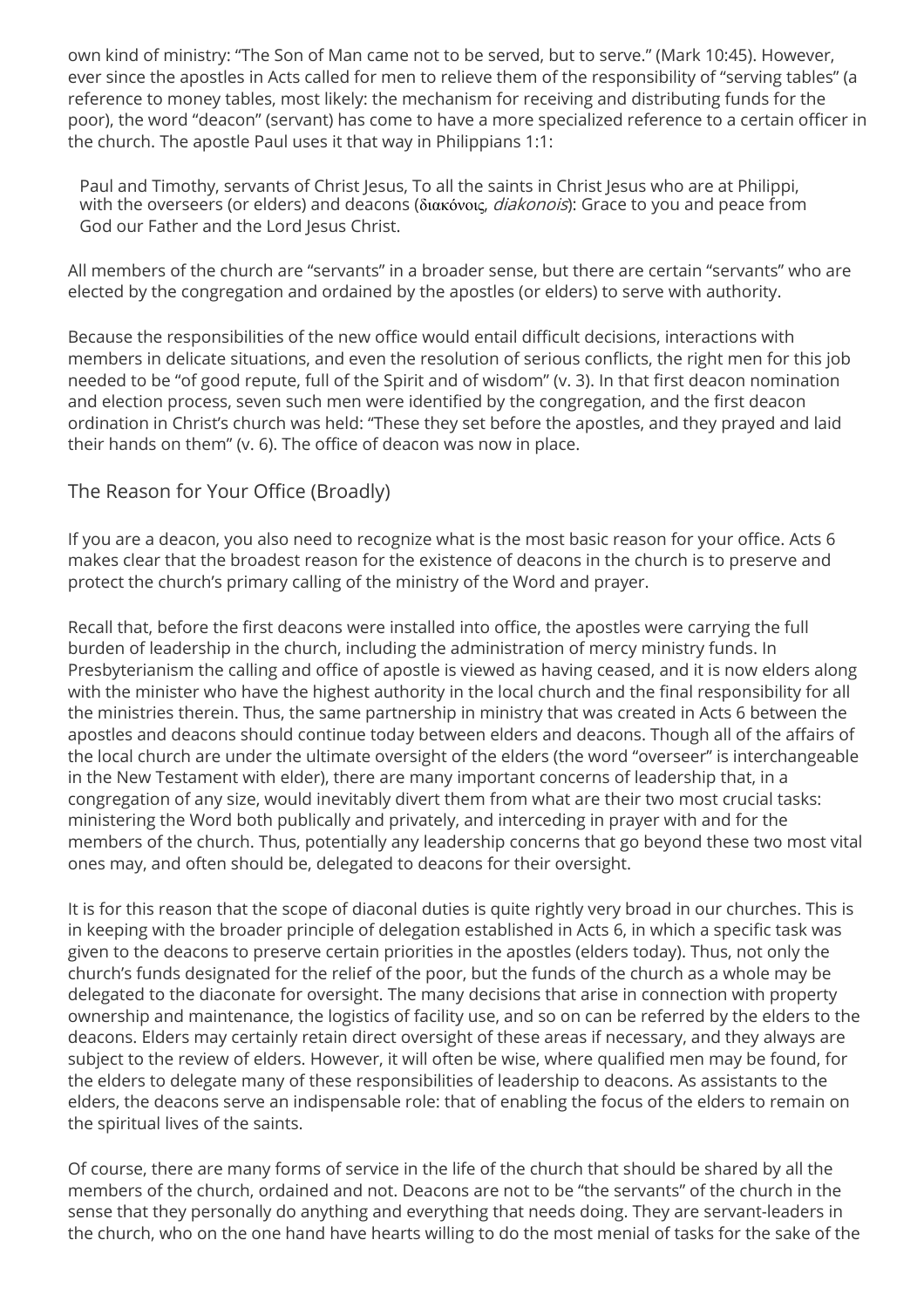own kind of ministry: “The Son of Man came not to be served, but to serve.” (Mark 10:45). However, ever since the apostles in Acts called for men to relieve them of the responsibility of “serving tables” (a reference to money tables, most likely: the mechanism for receiving and distributing funds for the poor), the word “deacon” (servant) has come to have a more specialized reference to a certain officer in the church. The apostle Paul uses it that way in Philippians 1:1:

> Paul and Timothy, servants of Christ Jesus, To all the saints in Christ Jesus who are at Philippi, with the overseers (or elders) and deacons (διακόνοις, *diakonois*): Grace to you and peace from God our Father and the Lord Jesus Christ.

All members of the church are “servants” in a broader sense, but there are certain “servants” who are elected by the congregation and ordained by the apostles (or elders) to serve with authority.

Because the responsibilities of the new office would entail difficult decisions, interactions with members in delicate situations, and even the resolution of serious conflicts, the right men for this job needed to be “of good repute, full of the Spirit and of wisdom” (v. 3). In that first deacon nomination and election process, seven such men were identified by the congregation, and the first deacon ordination in Christ’s church was held: “These they set before the apostles, and they prayed and laid their hands on them” (v. 6). The office of deacon was now in place.

## The Reason for Your Office (Broadly)

If you are a deacon, you also need to recognize what is the most basic reason for your office. Acts 6 makes clear that the broadest reason for the existence of deacons in the church is to preserve and protect the church’s primary calling of the ministry of the Word and prayer.

Recall that, before the first deacons were installed into office, the apostles were carrying the full burden of leadership in the church, including the administration of mercy ministry funds. In Presbyterianism the calling and office of apostle is viewed as having ceased, and it is now elders along with the minister who have the highest authority in the local church and the final responsibility for all the ministries therein. Thus, the same partnership in ministry that was created in Acts 6 between the apostles and deacons should continue today between elders and deacons. Though all of the affairs of the local church are under the ultimate oversight of the elders (the word “overseer” is interchangeable in the New Testament with elder), there are many important concerns of leadership that, in a congregation of any size, would inevitably divert them from what are their two most crucial tasks: ministering the Word both publically and privately, and interceding in prayer with and for the members of the church. Thus, potentially any leadership concerns that go beyond these two most vital ones may, and often should be, delegated to deacons for their oversight.

It is for this reason that the scope of diaconal duties is quite rightly very broad in our churches. This is in keeping with the broader principle of delegation established in Acts 6, in which a specific task was given to the deacons to preserve certain priorities in the apostles (elders today). Thus, not only the church’s funds designated for the relief of the poor, but the funds of the church as a whole may be delegated to the diaconate for oversight. The many decisions that arise in connection with property ownership and maintenance, the logistics of facility use, and so on can be referred by the elders to the deacons. Elders may certainly retain direct oversight of these areas if necessary, and they always are subject to the review of elders. However, it will often be wise, where qualified men may be found, for the elders to delegate many of these responsibilities of leadership to deacons. As assistants to the elders, the deacons serve an indispensable role: that of enabling the focus of the elders to remain on the spiritual lives of the saints.

Of course, there are many forms of service in the life of the church that should be shared by all the members of the church, ordained and not. Deacons are not to be “the servants” of the church in the sense that they personally do anything and everything that needs doing. They are servant-leaders in the church, who on the one hand have hearts willing to do the most menial of tasks for the sake of the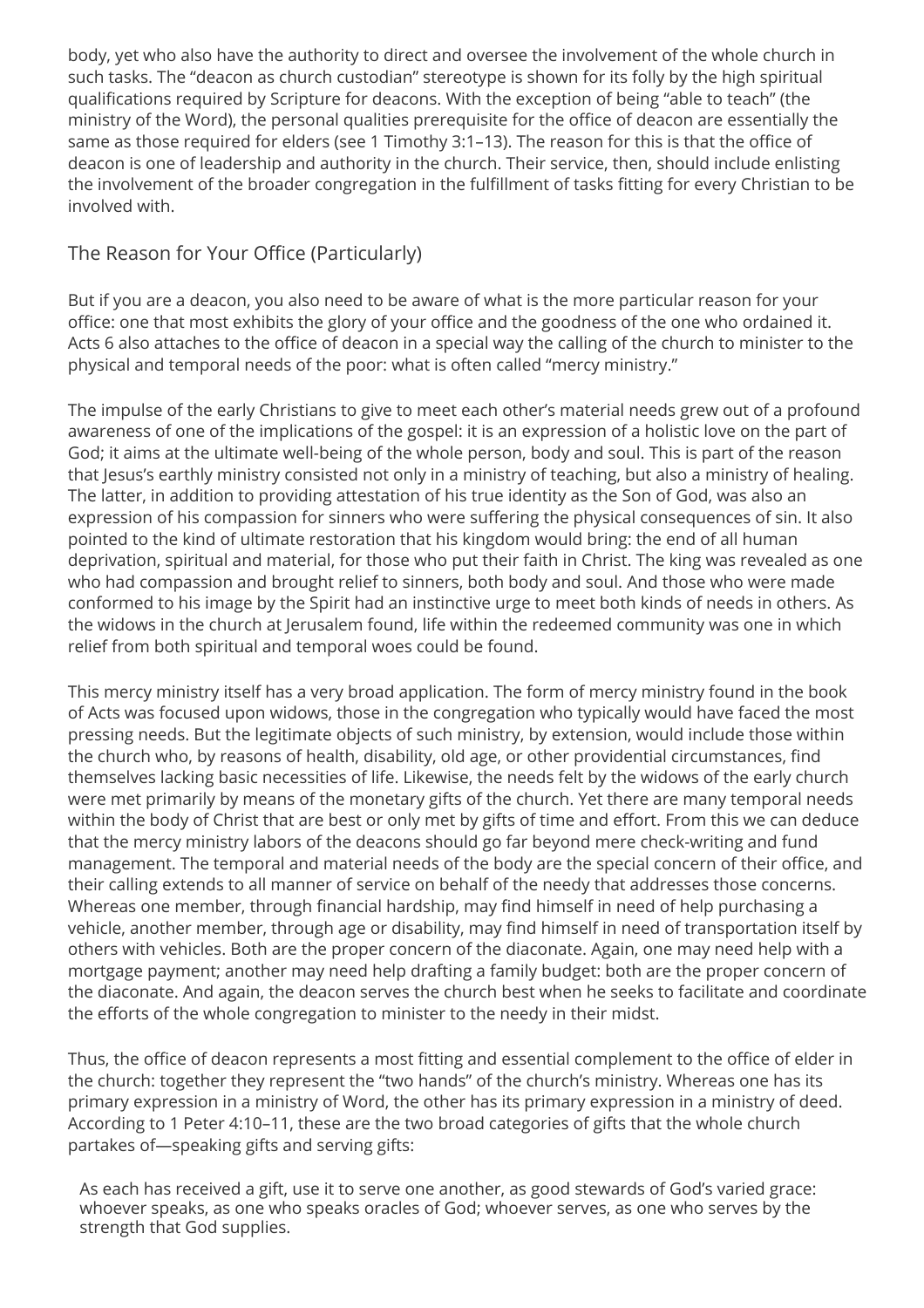body, yet who also have the authority to direct and oversee the involvement of the whole church in such tasks. The "deacon as church custodian" stereotype is shown for its folly by the high spiritual qualifications required by Scripture for deacons. With the exception of being "able to teach" (the ministry of the Word), the personal qualities prerequisite for the office of deacon are essentially the same as those required for elders (see 1 Timothy 3:1–13). The reason for this is that the office of deacon is one of leadership and authority in the church. Their service, then, should include enlisting the involvement of the broader congregation in the fulfillment of tasks fitting for every Christian to be involved with.

## The Reason for Your Office (Particularly)

But if you are a deacon, you also need to be aware of what is the more particular reason for your office: one that most exhibits the glory of your office and the goodness of the one who ordained it. Acts 6 also attaches to the office of deacon in a special way the calling of the church to minister to the physical and temporal needs of the poor: what is often called "mercy ministry."

The impulse of the early Christians to give to meet each other's material needs grew out of a profound awareness of one of the implications of the gospel: it is an expression of a holistic love on the part of God; it aims at the ultimate well-being of the whole person, body and soul. This is part of the reason that Jesus's earthly ministry consisted not only in a ministry of teaching, but also a ministry of healing. The latter, in addition to providing attestation of his true identity as the Son of God, was also an expression of his compassion for sinners who were suffering the physical consequences of sin. It also pointed to the kind of ultimate restoration that his kingdom would bring: the end of all human deprivation, spiritual and material, for those who put their faith in Christ. The king was revealed as one who had compassion and brought relief to sinners, both body and soul. And those who were made conformed to his image by the Spirit had an instinctive urge to meet both kinds of needs in others. As the widows in the church at Jerusalem found, life within the redeemed community was one in which relief from both spiritual and temporal woes could be found.

This mercy ministry itself has a very broad application. The form of mercy ministry found in the book of Acts was focused upon widows, those in the congregation who typically would have faced the most pressing needs. But the legitimate objects of such ministry, by extension, would include those within the church who, by reasons of health, disability, old age, or other providential circumstances, find themselves lacking basic necessities of life. Likewise, the needs felt by the widows of the early church were met primarily by means of the monetary gifts of the church. Yet there are many temporal needs within the body of Christ that are best or only met by gifts of time and effort. From this we can deduce that the mercy ministry labors of the deacons should go far beyond mere check-writing and fund management. The temporal and material needs of the body are the special concern of their office, and their calling extends to all manner of service on behalf of the needy that addresses those concerns. Whereas one member, through financial hardship, may find himself in need of help purchasing a vehicle, another member, through age or disability, may find himself in need of transportation itself by others with vehicles. Both are the proper concern of the diaconate. Again, one may need help with a mortgage payment; another may need help drafting a family budget: both are the proper concern of the diaconate. And again, the deacon serves the church best when he seeks to facilitate and coordinate the efforts of the whole congregation to minister to the needy in their midst.

Thus, the office of deacon represents a most fitting and essential complement to the office of elder in the church: together they represent the "two hands" of the church's ministry. Whereas one has its primary expression in a ministry of Word, the other has its primary expression in a ministry of deed. According to 1 Peter 4:10–11, these are the two broad categories of gifts that the whole church partakes of—speaking gifts and serving gifts:

> As each has received a gift, use it to serve one another, as good stewards of God's varied grace: whoever speaks, as one who speaks oracles of God; whoever serves, as one who serves by the strength that God supplies.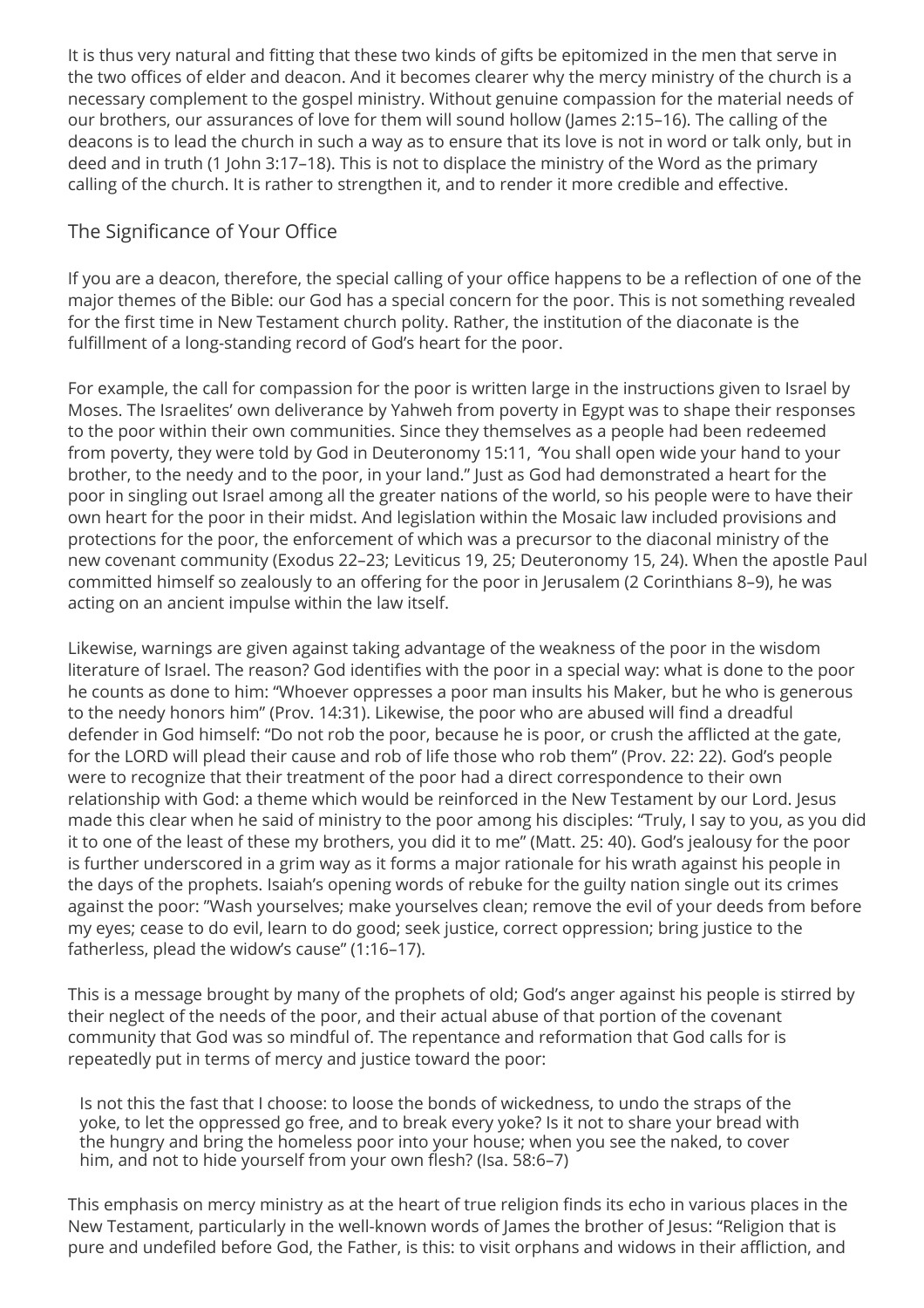It is thus very natural and fitting that these two kinds of gifts be epitomized in the men that serve in the two offices of elder and deacon. And it becomes clearer why the mercy ministry of the church is a necessary complement to the gospel ministry. Without genuine compassion for the material needs of our brothers, our assurances of love for them will sound hollow (James 2:15–16). The calling of the deacons is to lead the church in such a way as to ensure that its love is not in word or talk only, but in deed and in truth (1 John 3:17–18). This is not to displace the ministry of the Word as the primary calling of the church. It is rather to strengthen it, and to render it more credible and effective.

## The Significance of Your Office

If you are a deacon, therefore, the special calling of your office happens to be a reflection of one of the major themes of the Bible: our God has a special concern for the poor. This is not something revealed for the first time in New Testament church polity. Rather, the institution of the diaconate is the fulfillment of a long-standing record of God's heart for the poor.

For example, the call for compassion for the poor is written large in the instructions given to Israel by Moses. The Israelites' own deliverance by Yahweh from poverty in Egypt was to shape their responses to the poor within their own communities. Since they themselves as a people had been redeemed from poverty, they were told by God in Deuteronomy 15:11, "You shall open wide your hand to your brother, to the needy and to the poor, in your land." Just as God had demonstrated a heart for the poor in singling out Israel among all the greater nations of the world, so his people were to have their own heart for the poor in their midst. And legislation within the Mosaic law included provisions and protections for the poor, the enforcement of which was a precursor to the diaconal ministry of the new covenant community (Exodus 22–23; Leviticus 19, 25; Deuteronomy 15, 24). When the apostle Paul committed himself so zealously to an offering for the poor in Jerusalem (2 Corinthians 8–9), he was acting on an ancient impulse within the law itself.

Likewise, warnings are given against taking advantage of the weakness of the poor in the wisdom literature of Israel. The reason? God identifies with the poor in a special way: what is done to the poor he counts as done to him: "Whoever oppresses a poor man insults his Maker, but he who is generous to the needy honors him" (Prov. 14:31). Likewise, the poor who are abused will find a dreadful defender in God himself: "Do not rob the poor, because he is poor, or crush the afflicted at the gate, for the LORD will plead their cause and rob of life those who rob them" (Prov. 22: 22). God's people were to recognize that their treatment of the poor had a direct correspondence to their own relationship with God: a theme which would be reinforced in the New Testament by our Lord. Jesus made this clear when he said of ministry to the poor among his disciples: "Truly, I say to you, as you did it to one of the least of these my brothers, you did it to me" (Matt. 25: 40). God's jealousy for the poor is further underscored in a grim way as it forms a major rationale for his wrath against his people in the days of the prophets. Isaiah's opening words of rebuke for the guilty nation single out its crimes against the poor: "Wash yourselves; make yourselves clean; remove the evil of your deeds from before my eyes; cease to do evil, learn to do good; seek justice, correct oppression; bring justice to the fatherless, plead the widow's cause" (1:16–17).

This is a message brought by many of the prophets of old; God's anger against his people is stirred by their neglect of the needs of the poor, and their actual abuse of that portion of the covenant community that God was so mindful of. The repentance and reformation that God calls for is repeatedly put in terms of mercy and justice toward the poor:

> Is not this the fast that I choose: to loose the bonds of wickedness, to undo the straps of the yoke, to let the oppressed go free, and to break every yoke? Is it not to share your bread with the hungry and bring the homeless poor into your house; when you see the naked, to cover him, and not to hide yourself from your own flesh? (Isa. 58:6–7)

This emphasis on mercy ministry as at the heart of true religion finds its echo in various places in the New Testament, particularly in the well-known words of James the brother of Jesus: "Religion that is pure and undefiled before God, the Father, is this: to visit orphans and widows in their affliction, and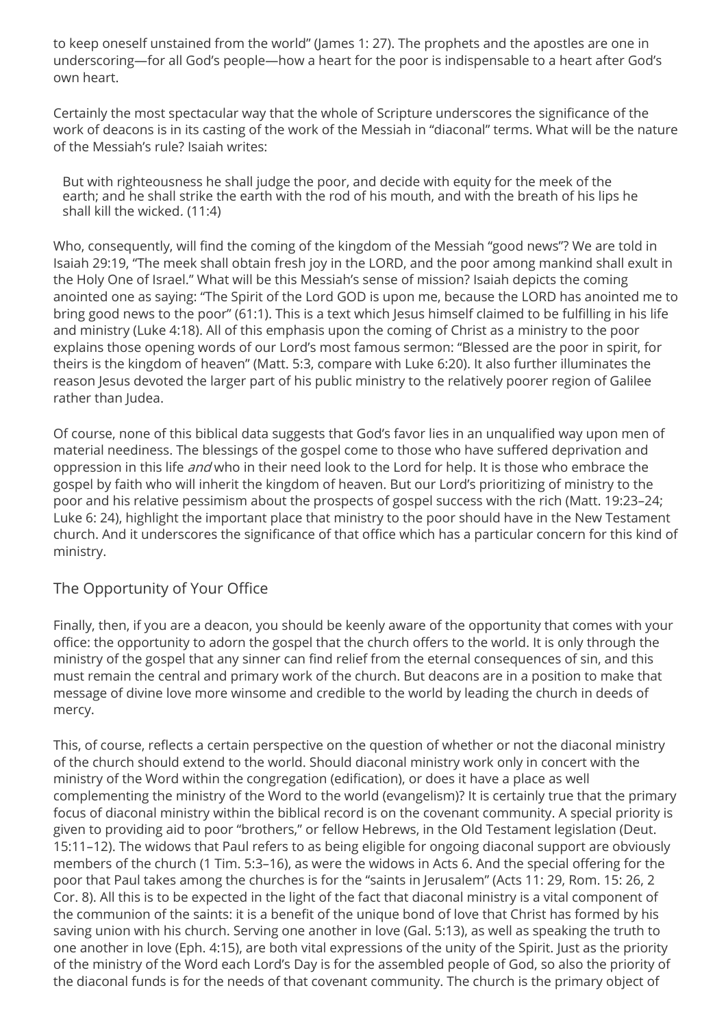to keep oneself unstained from the world" (James 1: 27). The prophets and the apostles are one in underscoring—for all God's people—how a heart for the poor is indispensable to a heart after God's own heart.

Certainly the most spectacular way that the whole of Scripture underscores the significance of the work of deacons is in its casting of the work of the Messiah in "diaconal" terms. What will be the nature of the Messiah's rule? Isaiah writes:

> But with righteousness he shall judge the poor, and decide with equity for the meek of the earth; and he shall strike the earth with the rod of his mouth, and with the breath of his lips he shall kill the wicked. (11:4)

Who, consequently, will find the coming of the kingdom of the Messiah "good news"? We are told in Isaiah 29:19, "The meek shall obtain fresh joy in the LORD, and the poor among mankind shall exult in the Holy One of Israel." What will be this Messiah's sense of mission? Isaiah depicts the coming anointed one as saying: "The Spirit of the Lord GOD is upon me, because the LORD has anointed me to bring good news to the poor" (61:1). This is a text which Jesus himself claimed to be fulfilling in his life and ministry (Luke 4:18). All of this emphasis upon the coming of Christ as a ministry to the poor explains those opening words of our Lord's most famous sermon: "Blessed are the poor in spirit, for theirs is the kingdom of heaven" (Matt. 5:3, compare with Luke 6:20). It also further illuminates the reason Jesus devoted the larger part of his public ministry to the relatively poorer region of Galilee rather than Judea.

Of course, none of this biblical data suggests that God's favor lies in an unqualified way upon men of material neediness. The blessings of the gospel come to those who have suffered deprivation and oppression in this life *and* who in their need look to the Lord for help. It is those who embrace the gospel by faith who will inherit the kingdom of heaven. But our Lord's prioritizing of ministry to the poor and his relative pessimism about the prospects of gospel success with the rich (Matt. 19:23–24; Luke 6: 24), highlight the important place that ministry to the poor should have in the New Testament church. And it underscores the significance of that office which has a particular concern for this kind of ministry.

## The Opportunity of Your Office

Finally, then, if you are a deacon, you should be keenly aware of the opportunity that comes with your office: the opportunity to adorn the gospel that the church offers to the world. It is only through the ministry of the gospel that any sinner can find relief from the eternal consequences of sin, and this must remain the central and primary work of the church. But deacons are in a position to make that message of divine love more winsome and credible to the world by leading the church in deeds of mercy.

This, of course, reflects a certain perspective on the question of whether or not the diaconal ministry of the church should extend to the world. Should diaconal ministry work only in concert with the ministry of the Word within the congregation (edification), or does it have a place as well complementing the ministry of the Word to the world (evangelism)? It is certainly true that the primary focus of diaconal ministry within the biblical record is on the covenant community. A special priority is given to providing aid to poor "brothers," or fellow Hebrews, in the Old Testament legislation (Deut. 15:11–12). The widows that Paul refers to as being eligible for ongoing diaconal support are obviously members of the church (1 Tim. 5:3–16), as were the widows in Acts 6. And the special offering for the poor that Paul takes among the churches is for the "saints in Jerusalem" (Acts 11: 29, Rom. 15: 26, 2 Cor. 8). All this is to be expected in the light of the fact that diaconal ministry is a vital component of the communion of the saints: it is a benefit of the unique bond of love that Christ has formed by his saving union with his church. Serving one another in love (Gal. 5:13), as well as speaking the truth to one another in love (Eph. 4:15), are both vital expressions of the unity of the Spirit. Just as the priority of the ministry of the Word each Lord's Day is for the assembled people of God, so also the priority of the diaconal funds is for the needs of that covenant community. The church is the primary object of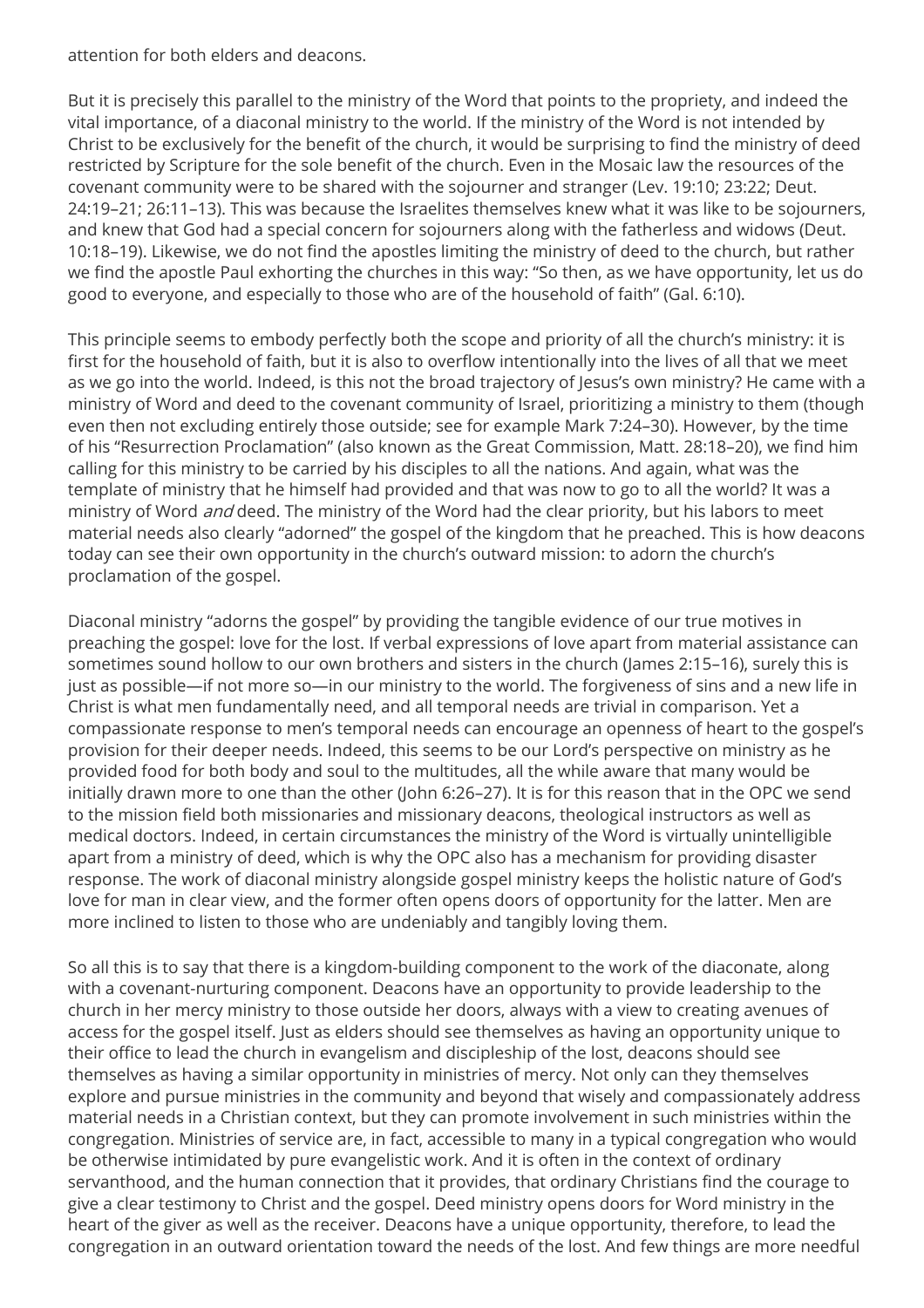attention for both elders and deacons.

But it is precisely this parallel to the ministry of the Word that points to the propriety, and indeed the vital importance, of a diaconal ministry to the world. If the ministry of the Word is not intended by Christ to be exclusively for the benefit of the church, it would be surprising to find the ministry of deed restricted by Scripture for the sole benefit of the church. Even in the Mosaic law the resources of the covenant community were to be shared with the sojourner and stranger (Lev. 19:10; 23:22; Deut. 24:19–21; 26:11–13). This was because the Israelites themselves knew what it was like to be sojourners, and knew that God had a special concern for sojourners along with the fatherless and widows (Deut. 10:18–19). Likewise, we do not find the apostles limiting the ministry of deed to the church, but rather we find the apostle Paul exhorting the churches in this way: "So then, as we have opportunity, let us do good to everyone, and especially to those who are of the household of faith" (Gal. 6:10).

This principle seems to embody perfectly both the scope and priority of all the church's ministry: it is first for the household of faith, but it is also to overflow intentionally into the lives of all that we meet as we go into the world. Indeed, is this not the broad trajectory of Jesus's own ministry? He came with a ministry of Word and deed to the covenant community of Israel, prioritizing a ministry to them (though even then not excluding entirely those outside; see for example Mark 7:24–30). However, by the time of his "Resurrection Proclamation" (also known as the Great Commission, Matt. 28:18–20), we find him calling for this ministry to be carried by his disciples to all the nations. And again, what was the template of ministry that he himself had provided and that was now to go to all the world? It was a ministry of Word *and* deed. The ministry of the Word had the clear priority, but his labors to meet material needs also clearly "adorned" the gospel of the kingdom that he preached. This is how deacons today can see their own opportunity in the church's outward mission: to adorn the church's proclamation of the gospel.

Diaconal ministry "adorns the gospel" by providing the tangible evidence of our true motives in preaching the gospel: love for the lost. If verbal expressions of love apart from material assistance can sometimes sound hollow to our own brothers and sisters in the church (James 2:15–16), surely this is just as possible—if not more so—in our ministry to the world. The forgiveness of sins and a new life in Christ is what men fundamentally need, and all temporal needs are trivial in comparison. Yet a compassionate response to men's temporal needs can encourage an openness of heart to the gospel's provision for their deeper needs. Indeed, this seems to be our Lord's perspective on ministry as he provided food for both body and soul to the multitudes, all the while aware that many would be initially drawn more to one than the other (John 6:26–27). It is for this reason that in the OPC we send to the mission field both missionaries and missionary deacons, theological instructors as well as medical doctors. Indeed, in certain circumstances the ministry of the Word is virtually unintelligible apart from a ministry of deed, which is why the OPC also has a mechanism for providing disaster response. The work of diaconal ministry alongside gospel ministry keeps the holistic nature of God's love for man in clear view, and the former often opens doors of opportunity for the latter. Men are more inclined to listen to those who are undeniably and tangibly loving them.

So all this is to say that there is a kingdom-building component to the work of the diaconate, along with a covenant-nurturing component. Deacons have an opportunity to provide leadership to the church in her mercy ministry to those outside her doors, always with a view to creating avenues of access for the gospel itself. Just as elders should see themselves as having an opportunity unique to their office to lead the church in evangelism and discipleship of the lost, deacons should see themselves as having a similar opportunity in ministries of mercy. Not only can they themselves explore and pursue ministries in the community and beyond that wisely and compassionately address material needs in a Christian context, but they can promote involvement in such ministries within the congregation. Ministries of service are, in fact, accessible to many in a typical congregation who would be otherwise intimidated by pure evangelistic work. And it is often in the context of ordinary servanthood, and the human connection that it provides, that ordinary Christians find the courage to give a clear testimony to Christ and the gospel. Deed ministry opens doors for Word ministry in the heart of the giver as well as the receiver. Deacons have a unique opportunity, therefore, to lead the congregation in an outward orientation toward the needs of the lost. And few things are more needful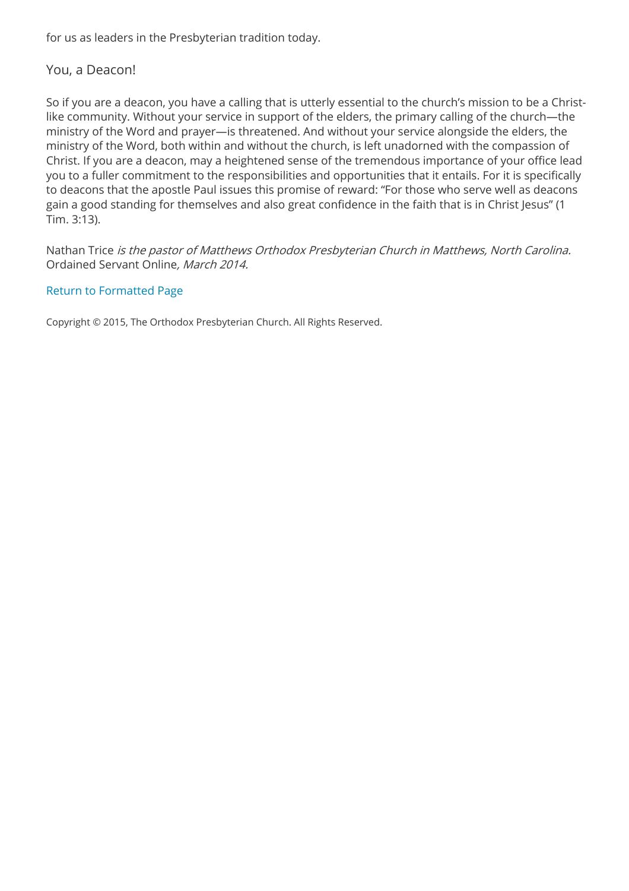for us as leaders in the Presbyterian tradition today.

## You, a Deacon!

So if you are a deacon, you have a calling that is utterly essential to the church's mission to be a Christ-like community. Without your service in support of the elders, the primary calling of the church—the ministry of the Word and prayer—is threatened. And without your service alongside the elders, the ministry of the Word, both within and without the church, is left unadorned with the compassion of Christ. If you are a deacon, may a heightened sense of the tremendous importance of your office lead you to a fuller commitment to the responsibilities and opportunities that it entails. For it is specifically to deacons that the apostle Paul issues this promise of reward: "For those who serve well as deacons gain a good standing for themselves and also great confidence in the faith that is in Christ Jesus" (1 Tim. 3:13).

Nathan Trice *is the pastor of Matthews Orthodox Presbyterian Church in Matthews, North Carolina.* Ordained Servant Online*, March 2014.*

Return to Formatted Page

Copyright © 2015, The Orthodox Presbyterian Church. All Rights Reserved.